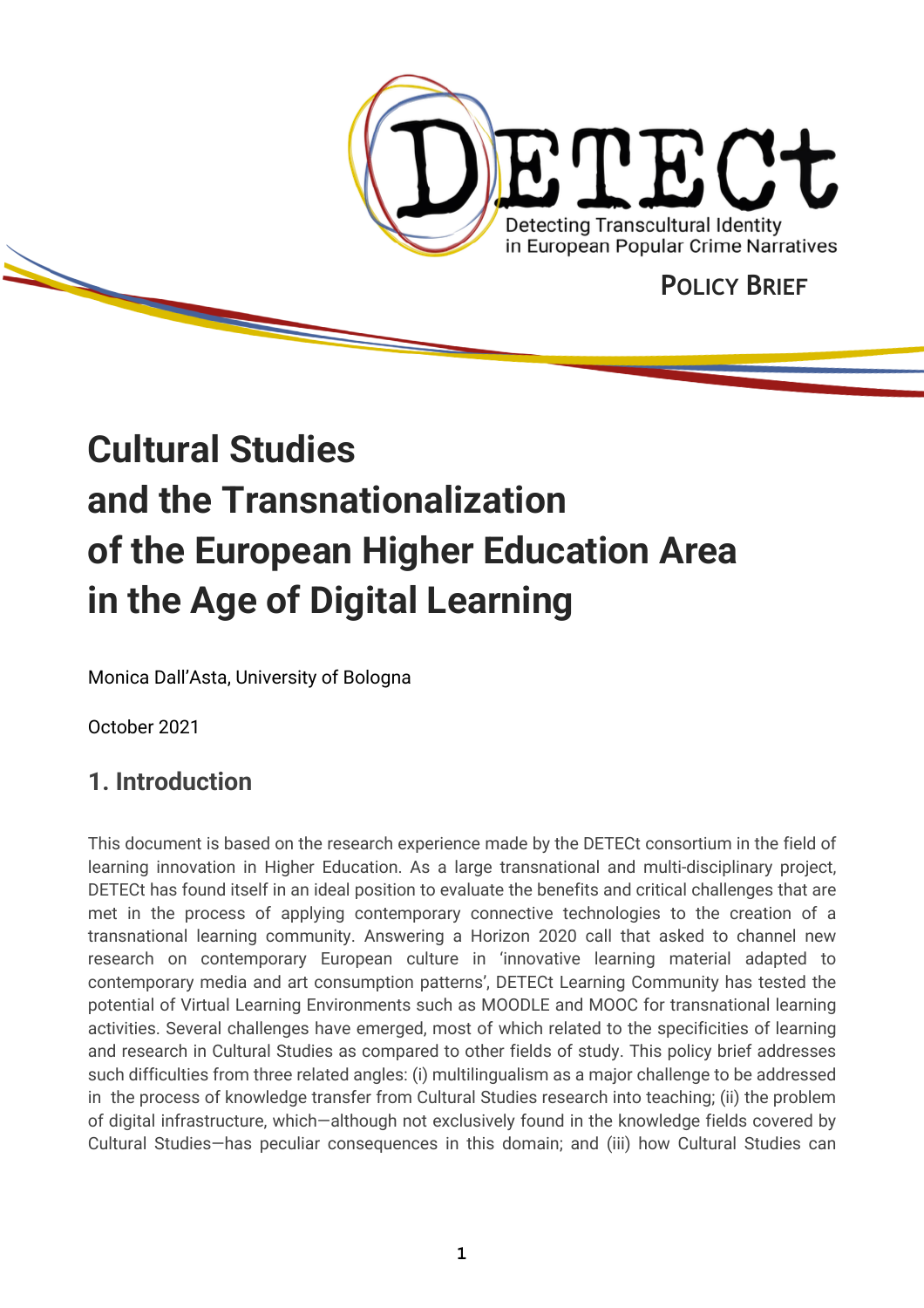DETECt

Detecting Transcultural Identity in European Popular Crime Narratives

POLICY BRIEF

# Cultural Studies and the Transnationalization of the European Higher Education Area in the Age of Digital Learning

Monica Dall'Asta, University of Bologna

October 2021

## 1. Introduction

This document is based on the research experience made by the DETECt consortium in the field of learning innovation in Higher Education. As a large transnational and multi-disciplinary project, DETECt has found itself in an ideal position to evaluate the benefits and critical challenges that are met in the process of applying contemporary connective technologies to the creation of a transnational learning community. Answering a Horizon 2020 call that asked to channel new research on contemporary European culture in 'innovative learning material adapted to contemporary media and art consumption patterns', DETECt Learning Community has tested the potential of Virtual Learning Environments such as MOODLE and MOOC for transnational learning activities. Several challenges have emerged, most of which related to the specificities of learning and research in Cultural Studies as compared to other fields of study. This policy brief addresses such difficulties from three related angles: (i) multilingualism as a major challenge to be addressed in the process of knowledge transfer from Cultural Studies research into teaching; (ii) the problem of digital infrastructure, which—although not exclusively found in the knowledge fields covered by Cultural Studies—has peculiar consequences in this domain; and (iii) how Cultural Studies can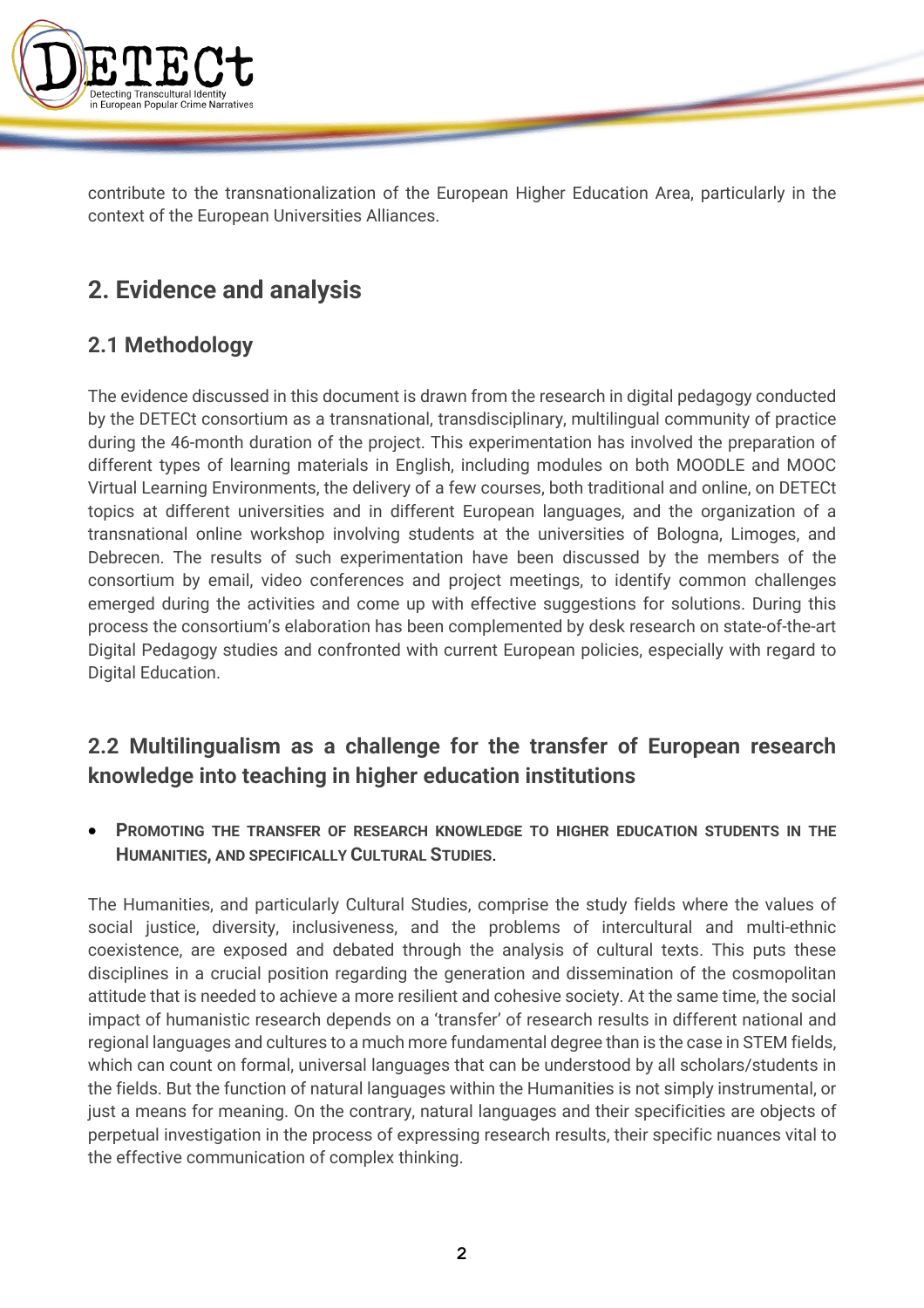contribute to the transnationalization of the European Higher Education Area, particularly in the context of the European Universities Alliances.

## 2. Evidence and analysis

### 2.1 Methodology

The evidence discussed in this document is drawn from the research in digital pedagogy conducted by the DETECt consortium as a transnational, transdisciplinary, multilingual community of practice during the 46-month duration of the project. This experimentation has involved the preparation of different types of learning materials in English, including modules on both MOODLE and MOOC Virtual Learning Environments, the delivery of a few courses, both traditional and online, on DETECt topics at different universities and in different European languages, and the organization of a transnational online workshop involving students at the universities of Bologna, Limoges, and Debrecen. The results of such experimentation have been discussed by the members of the consortium by email, video conferences and project meetings, to identify common challenges emerged during the activities and come up with effective suggestions for solutions. During this process the consortium's elaboration has been complemented by desk research on state-of-the-art Digital Pedagogy studies and confronted with current European policies, especially with regard to Digital Education.

### 2.2 Multilingualism as a challenge for the transfer of European research knowledge into teaching in higher education institutions

- **PROMOTING THE TRANSFER OF RESEARCH KNOWLEDGE TO HIGHER EDUCATION STUDENTS IN THE HUMANITIES, AND SPECIFICALLY CULTURAL STUDIES.**

The Humanities, and particularly Cultural Studies, comprise the study fields where the values of social justice, diversity, inclusiveness, and the problems of intercultural and multi-ethnic coexistence, are exposed and debated through the analysis of cultural texts. This puts these disciplines in a crucial position regarding the generation and dissemination of the cosmopolitan attitude that is needed to achieve a more resilient and cohesive society. At the same time, the social impact of humanistic research depends on a 'transfer' of research results in different national and regional languages and cultures to a much more fundamental degree than is the case in STEM fields, which can count on formal, universal languages that can be understood by all scholars/students in the fields. But the function of natural languages within the Humanities is not simply instrumental, or just a means for meaning. On the contrary, natural languages and their specificities are objects of perpetual investigation in the process of expressing research results, their specific nuances vital to the effective communication of complex thinking.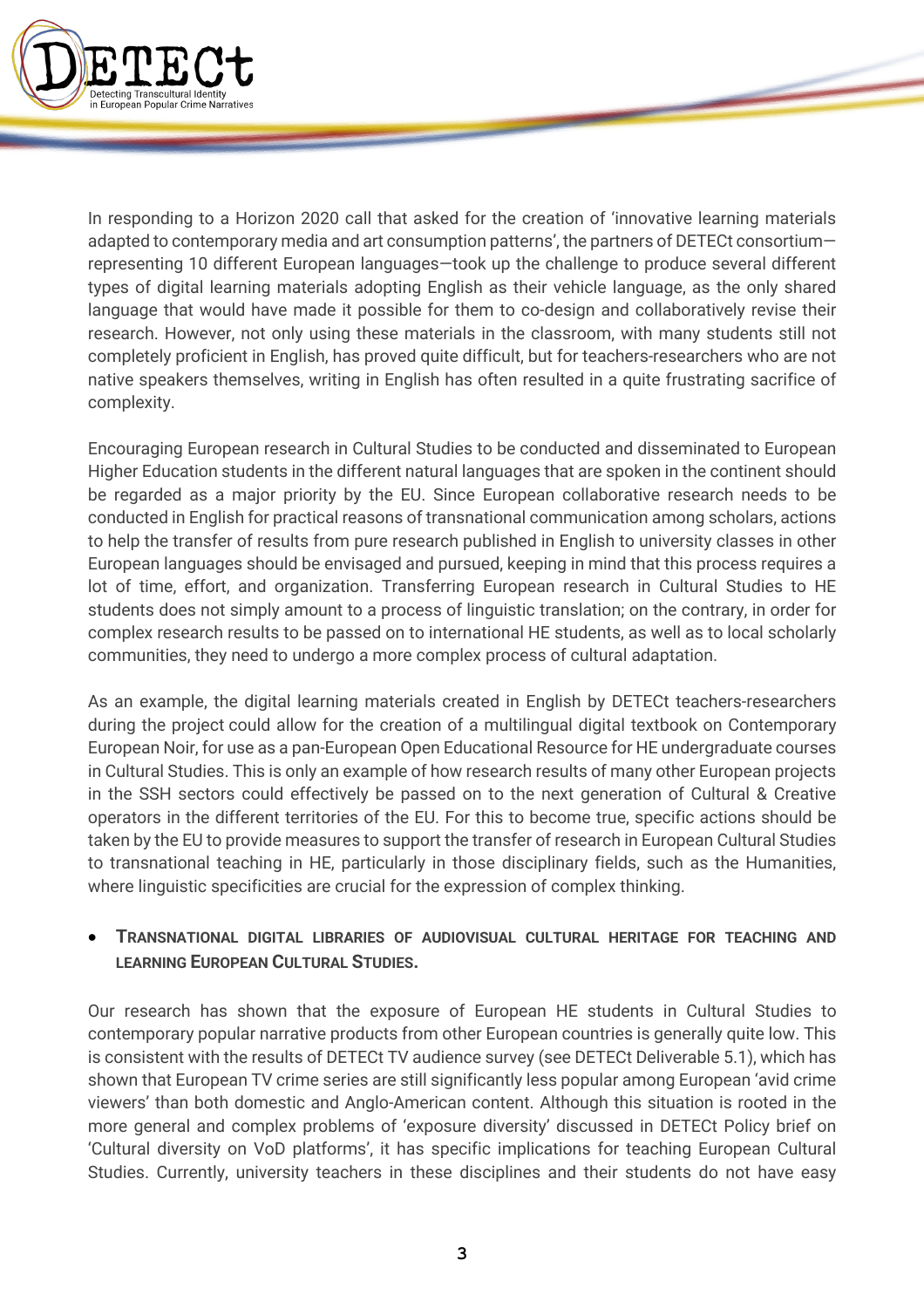In responding to a Horizon 2020 call that asked for the creation of 'innovative learning materials adapted to contemporary media and art consumption patterns', the partners of DETECt consortium—representing 10 different European languages—took up the challenge to produce several different types of digital learning materials adopting English as their vehicle language, as the only shared language that would have made it possible for them to co-design and collaboratively revise their research. However, not only using these materials in the classroom, with many students still not completely proficient in English, has proved quite difficult, but for teachers-researchers who are not native speakers themselves, writing in English has often resulted in a quite frustrating sacrifice of complexity.

Encouraging European research in Cultural Studies to be conducted and disseminated to European Higher Education students in the different natural languages that are spoken in the continent should be regarded as a major priority by the EU. Since European collaborative research needs to be conducted in English for practical reasons of transnational communication among scholars, actions to help the transfer of results from pure research published in English to university classes in other European languages should be envisaged and pursued, keeping in mind that this process requires a lot of time, effort, and organization. Transferring European research in Cultural Studies to HE students does not simply amount to a process of linguistic translation; on the contrary, in order for complex research results to be passed on to international HE students, as well as to local scholarly communities, they need to undergo a more complex process of cultural adaptation.

As an example, the digital learning materials created in English by DETECt teachers-researchers during the project could allow for the creation of a multilingual digital textbook on Contemporary European Noir, for use as a pan-European Open Educational Resource for HE undergraduate courses in Cultural Studies. This is only an example of how research results of many other European projects in the SSH sectors could effectively be passed on to the next generation of Cultural & Creative operators in the different territories of the EU. For this to become true, specific actions should be taken by the EU to provide measures to support the transfer of research in European Cultural Studies to transnational teaching in HE, particularly in those disciplinary fields, such as the Humanities, where linguistic specificities are crucial for the expression of complex thinking.

- **TRANSNATIONAL DIGITAL LIBRARIES OF AUDIOVISUAL CULTURAL HERITAGE FOR TEACHING AND LEARNING EUROPEAN CULTURAL STUDIES.**

Our research has shown that the exposure of European HE students in Cultural Studies to contemporary popular narrative products from other European countries is generally quite low. This is consistent with the results of DETECt TV audience survey (see DETECt Deliverable 5.1), which has shown that European TV crime series are still significantly less popular among European 'avid crime viewers' than both domestic and Anglo-American content. Although this situation is rooted in the more general and complex problems of 'exposure diversity' discussed in DETECt Policy brief on 'Cultural diversity on VoD platforms', it has specific implications for teaching European Cultural Studies. Currently, university teachers in these disciplines and their students do not have easy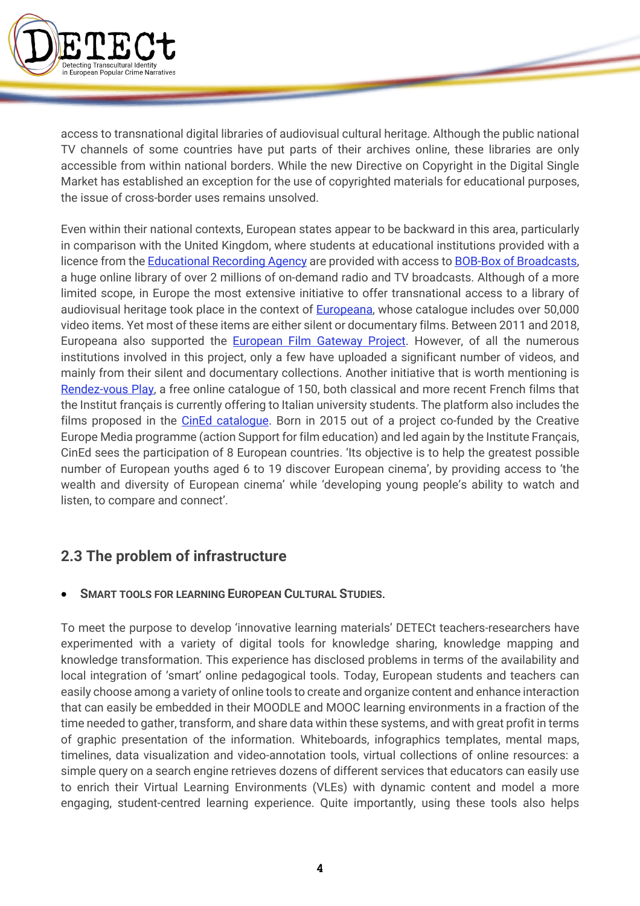access to transnational digital libraries of audiovisual cultural heritage. Although the public national TV channels of some countries have put parts of their archives online, these libraries are only accessible from within national borders. While the new Directive on Copyright in the Digital Single Market has established an exception for the use of copyrighted materials for educational purposes, the issue of cross-border uses remains unsolved.

Even within their national contexts, European states appear to be backward in this area, particularly in comparison with the United Kingdom, where students at educational institutions provided with a licence from the Educational Recording Agency are provided with access to BOB-Box of Broadcasts, a huge online library of over 2 millions of on-demand radio and TV broadcasts. Although of a more limited scope, in Europe the most extensive initiative to offer transnational access to a library of audiovisual heritage took place in the context of Europeana, whose catalogue includes over 50,000 video items. Yet most of these items are either silent or documentary films. Between 2011 and 2018, Europeana also supported the European Film Gateway Project. However, of all the numerous institutions involved in this project, only a few have uploaded a significant number of videos, and mainly from their silent and documentary collections. Another initiative that is worth mentioning is Rendez-vous Play, a free online catalogue of 150, both classical and more recent French films that the Institut français is currently offering to Italian university students. The platform also includes the films proposed in the CinEd catalogue. Born in 2015 out of a project co-funded by the Creative Europe Media programme (action Support for film education) and led again by the Institute Français, CinEd sees the participation of 8 European countries. 'Its objective is to help the greatest possible number of European youths aged 6 to 19 discover European cinema', by providing access to 'the wealth and diversity of European cinema' while 'developing young people's ability to watch and listen, to compare and connect'.

## 2.3 The problem of infrastructure

- **Smart tools for learning European Cultural Studies.**

To meet the purpose to develop 'innovative learning materials' DETECt teachers-researchers have experimented with a variety of digital tools for knowledge sharing, knowledge mapping and knowledge transformation. This experience has disclosed problems in terms of the availability and local integration of 'smart' online pedagogical tools. Today, European students and teachers can easily choose among a variety of online tools to create and organize content and enhance interaction that can easily be embedded in their MOODLE and MOOC learning environments in a fraction of the time needed to gather, transform, and share data within these systems, and with great profit in terms of graphic presentation of the information. Whiteboards, infographics templates, mental maps, timelines, data visualization and video-annotation tools, virtual collections of online resources: a simple query on a search engine retrieves dozens of different services that educators can easily use to enrich their Virtual Learning Environments (VLEs) with dynamic content and model a more engaging, student-centred learning experience. Quite importantly, using these tools also helps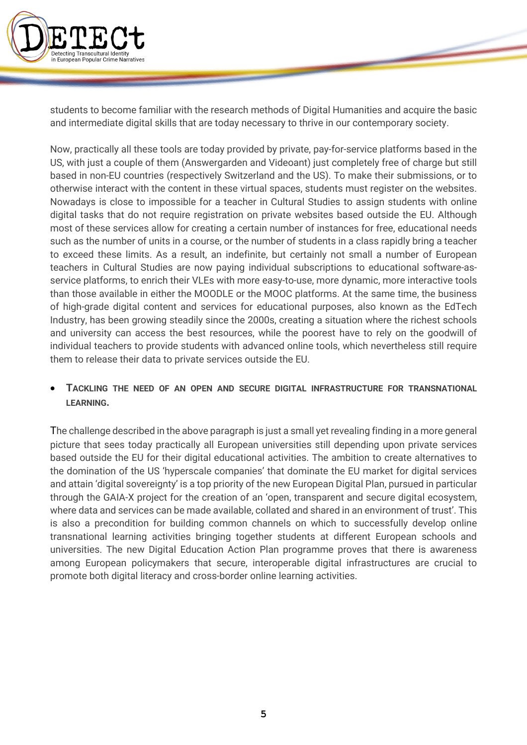students to become familiar with the research methods of Digital Humanities and acquire the basic and intermediate digital skills that are today necessary to thrive in our contemporary society.

Now, practically all these tools are today provided by private, pay-for-service platforms based in the US, with just a couple of them (Answergarden and Videoant) just completely free of charge but still based in non-EU countries (respectively Switzerland and the US). To make their submissions, or to otherwise interact with the content in these virtual spaces, students must register on the websites. Nowadays is close to impossible for a teacher in Cultural Studies to assign students with online digital tasks that do not require registration on private websites based outside the EU. Although most of these services allow for creating a certain number of instances for free, educational needs such as the number of units in a course, or the number of students in a class rapidly bring a teacher to exceed these limits. As a result, an indefinite, but certainly not small a number of European teachers in Cultural Studies are now paying individual subscriptions to educational software-as-service platforms, to enrich their VLEs with more easy-to-use, more dynamic, more interactive tools than those available in either the MOODLE or the MOOC platforms. At the same time, the business of high-grade digital content and services for educational purposes, also known as the EdTech Industry, has been growing steadily since the 2000s, creating a situation where the richest schools and university can access the best resources, while the poorest have to rely on the goodwill of individual teachers to provide students with advanced online tools, which nevertheless still require them to release their data to private services outside the EU.

- **TACKLING THE NEED OF AN OPEN AND SECURE DIGITAL INFRASTRUCTURE FOR TRANSNATIONAL LEARNING.**

The challenge described in the above paragraph is just a small yet revealing finding in a more general picture that sees today practically all European universities still depending upon private services based outside the EU for their digital educational activities. The ambition to create alternatives to the domination of the US 'hyperscale companies' that dominate the EU market for digital services and attain 'digital sovereignty' is a top priority of the new European Digital Plan, pursued in particular through the GAIA-X project for the creation of an 'open, transparent and secure digital ecosystem, where data and services can be made available, collated and shared in an environment of trust'. This is also a precondition for building common channels on which to successfully develop online transnational learning activities bringing together students at different European schools and universities. The new Digital Education Action Plan programme proves that there is awareness among European policymakers that secure, interoperable digital infrastructures are crucial to promote both digital literacy and cross-border online learning activities.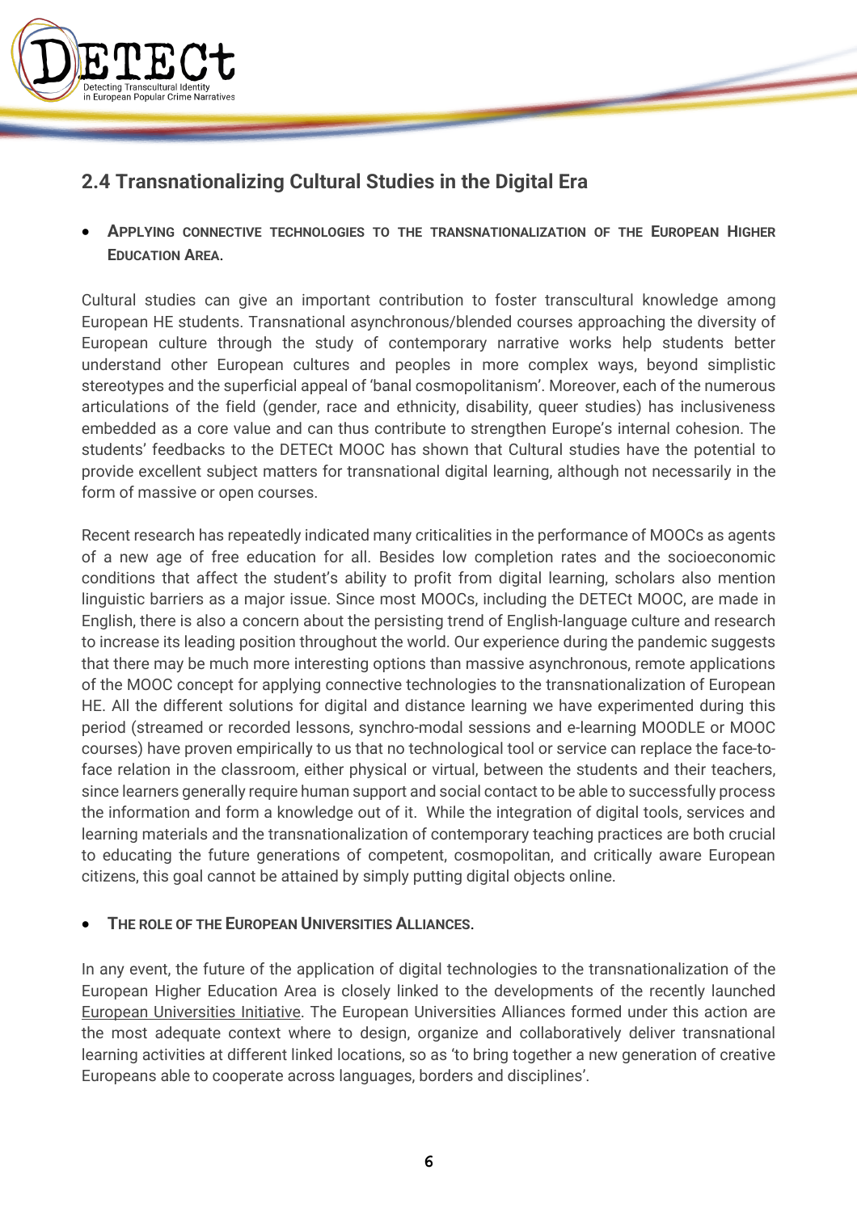## 2.4 Transnationalizing Cultural Studies in the Digital Era

- **Applying connective technologies to the transnationalization of the European Higher Education Area.**

Cultural studies can give an important contribution to foster transcultural knowledge among European HE students. Transnational asynchronous/blended courses approaching the diversity of European culture through the study of contemporary narrative works help students better understand other European cultures and peoples in more complex ways, beyond simplistic stereotypes and the superficial appeal of 'banal cosmopolitanism'. Moreover, each of the numerous articulations of the field (gender, race and ethnicity, disability, queer studies) has inclusiveness embedded as a core value and can thus contribute to strengthen Europe's internal cohesion. The students' feedbacks to the DETECt MOOC has shown that Cultural studies have the potential to provide excellent subject matters for transnational digital learning, although not necessarily in the form of massive or open courses.

Recent research has repeatedly indicated many criticalities in the performance of MOOCs as agents of a new age of free education for all. Besides low completion rates and the socioeconomic conditions that affect the student's ability to profit from digital learning, scholars also mention linguistic barriers as a major issue. Since most MOOCs, including the DETECt MOOC, are made in English, there is also a concern about the persisting trend of English-language culture and research to increase its leading position throughout the world. Our experience during the pandemic suggests that there may be much more interesting options than massive asynchronous, remote applications of the MOOC concept for applying connective technologies to the transnationalization of European HE. All the different solutions for digital and distance learning we have experimented during this period (streamed or recorded lessons, synchro-modal sessions and e-learning MOODLE or MOOC courses) have proven empirically to us that no technological tool or service can replace the face-to-face relation in the classroom, either physical or virtual, between the students and their teachers, since learners generally require human support and social contact to be able to successfully process the information and form a knowledge out of it. While the integration of digital tools, services and learning materials and the transnationalization of contemporary teaching practices are both crucial to educating the future generations of competent, cosmopolitan, and critically aware European citizens, this goal cannot be attained by simply putting digital objects online.

- **The role of the European Universities Alliances.**

In any event, the future of the application of digital technologies to the transnationalization of the European Higher Education Area is closely linked to the developments of the recently launched European Universities Initiative. The European Universities Alliances formed under this action are the most adequate context where to design, organize and collaboratively deliver transnational learning activities at different linked locations, so as 'to bring together a new generation of creative Europeans able to cooperate across languages, borders and disciplines'.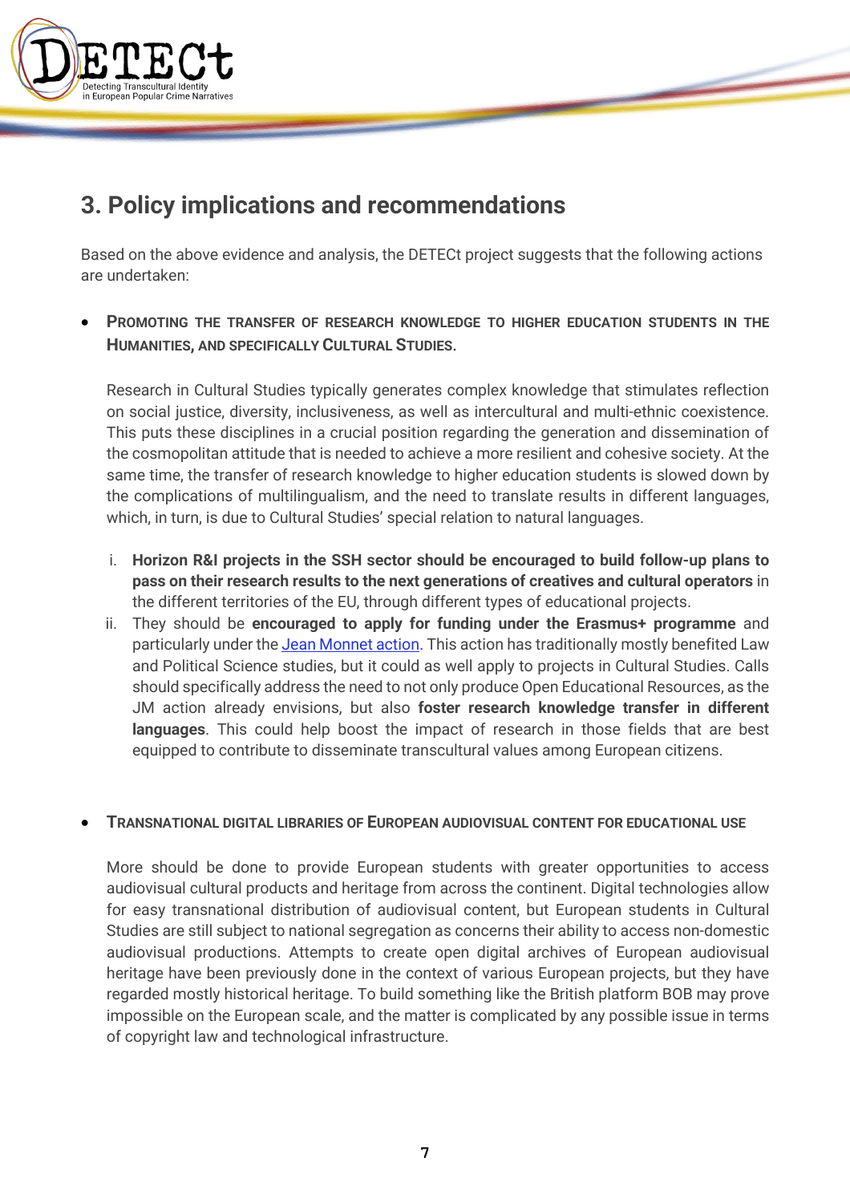## 3. Policy implications and recommendations

Based on the above evidence and analysis, the DETECt project suggests that the following actions are undertaken:

- **PROMOTING THE TRANSFER OF RESEARCH KNOWLEDGE TO HIGHER EDUCATION STUDENTS IN THE HUMANITIES, AND SPECIFICALLY CULTURAL STUDIES.**

  Research in Cultural Studies typically generates complex knowledge that stimulates reflection on social justice, diversity, inclusiveness, as well as intercultural and multi-ethnic coexistence. This puts these disciplines in a crucial position regarding the generation and dissemination of the cosmopolitan attitude that is needed to achieve a more resilient and cohesive society. At the same time, the transfer of research knowledge to higher education students is slowed down by the complications of multilingualism, and the need to translate results in different languages, which, in turn, is due to Cultural Studies' special relation to natural languages.

  i. **Horizon R&I projects in the SSH sector should be encouraged to build follow-up plans to pass on their research results to the next generations of creatives and cultural operators** in the different territories of the EU, through different types of educational projects.
  ii. They should be **encouraged to apply for funding under the Erasmus+ programme** and particularly under the Jean Monnet action. This action has traditionally mostly benefited Law and Political Science studies, but it could as well apply to projects in Cultural Studies. Calls should specifically address the need to not only produce Open Educational Resources, as the JM action already envisions, but also **foster research knowledge transfer in different languages**. This could help boost the impact of research in those fields that are best equipped to contribute to disseminate transcultural values among European citizens.

- **TRANSNATIONAL DIGITAL LIBRARIES OF EUROPEAN AUDIOVISUAL CONTENT FOR EDUCATIONAL USE**

  More should be done to provide European students with greater opportunities to access audiovisual cultural products and heritage from across the continent. Digital technologies allow for easy transnational distribution of audiovisual content, but European students in Cultural Studies are still subject to national segregation as concerns their ability to access non-domestic audiovisual productions. Attempts to create open digital archives of European audiovisual heritage have been previously done in the context of various European projects, but they have regarded mostly historical heritage. To build something like the British platform BOB may prove impossible on the European scale, and the matter is complicated by any possible issue in terms of copyright law and technological infrastructure.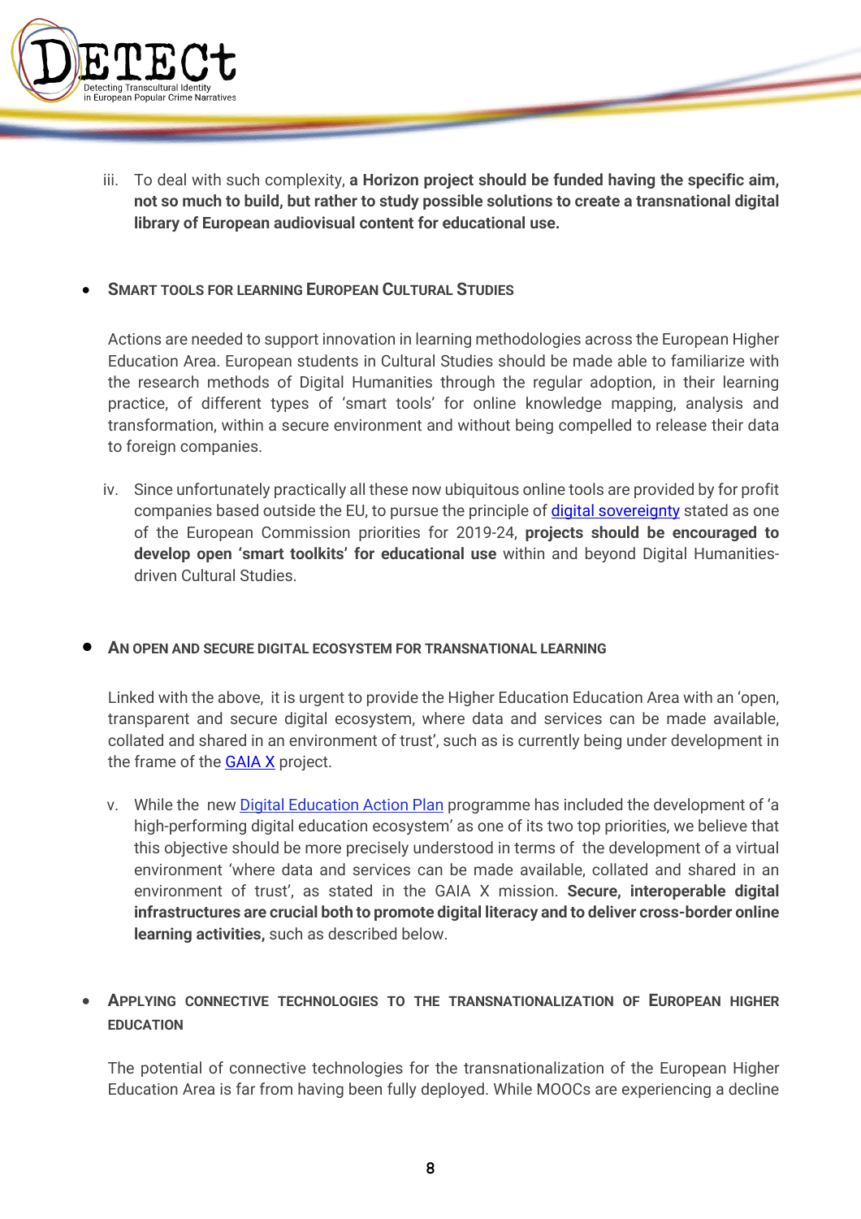iii. To deal with such complexity, **a Horizon project should be funded having the specific aim, not so much to build, but rather to study possible solutions to create a transnational digital library of European audiovisual content for educational use.**

- **SMART TOOLS FOR LEARNING EUROPEAN CULTURAL STUDIES**

  Actions are needed to support innovation in learning methodologies across the European Higher Education Area. European students in Cultural Studies should be made able to familiarize with the research methods of Digital Humanities through the regular adoption, in their learning practice, of different types of 'smart tools' for online knowledge mapping, analysis and transformation, within a secure environment and without being compelled to release their data to foreign companies.

iv. Since unfortunately practically all these now ubiquitous online tools are provided by for profit companies based outside the EU, to pursue the principle of digital sovereignty stated as one of the European Commission priorities for 2019-24, **projects should be encouraged to develop open 'smart toolkits' for educational use** within and beyond Digital Humanities-driven Cultural Studies.

- **AN OPEN AND SECURE DIGITAL ECOSYSTEM FOR TRANSNATIONAL LEARNING**

  Linked with the above, it is urgent to provide the Higher Education Education Area with an 'open, transparent and secure digital ecosystem, where data and services can be made available, collated and shared in an environment of trust', such as is currently being under development in the frame of the GAIA X project.

v. While the new Digital Education Action Plan programme has included the development of 'a high-performing digital education ecosystem' as one of its two top priorities, we believe that this objective should be more precisely understood in terms of the development of a virtual environment 'where data and services can be made available, collated and shared in an environment of trust', as stated in the GAIA X mission. **Secure, interoperable digital infrastructures are crucial both to promote digital literacy and to deliver cross-border online learning activities,** such as described below.

- **APPLYING CONNECTIVE TECHNOLOGIES TO THE TRANSNATIONALIZATION OF EUROPEAN HIGHER EDUCATION**

  The potential of connective technologies for the transnationalization of the European Higher Education Area is far from having been fully deployed. While MOOCs are experiencing a decline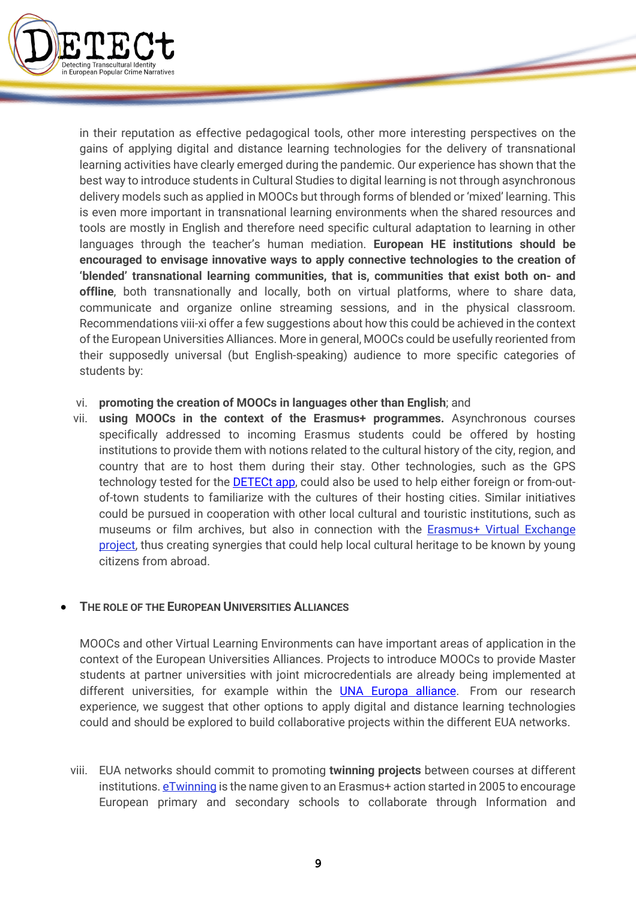in their reputation as effective pedagogical tools, other more interesting perspectives on the gains of applying digital and distance learning technologies for the delivery of transnational learning activities have clearly emerged during the pandemic. Our experience has shown that the best way to introduce students in Cultural Studies to digital learning is not through asynchronous delivery models such as applied in MOOCs but through forms of blended or 'mixed' learning. This is even more important in transnational learning environments when the shared resources and tools are mostly in English and therefore need specific cultural adaptation to learning in other languages through the teacher's human mediation. **European HE institutions should be encouraged to envisage innovative ways to apply connective technologies to the creation of 'blended' transnational learning communities, that is, communities that exist both on- and offline**, both transnationally and locally, both on virtual platforms, where to share data, communicate and organize online streaming sessions, and in the physical classroom. Recommendations viii-xi offer a few suggestions about how this could be achieved in the context of the European Universities Alliances. More in general, MOOCs could be usefully reoriented from their supposedly universal (but English-speaking) audience to more specific categories of students by:

vi. **promoting the creation of MOOCs in languages other than English**; and

vii. **using MOOCs in the context of the Erasmus+ programmes.** Asynchronous courses specifically addressed to incoming Erasmus students could be offered by hosting institutions to provide them with notions related to the cultural history of the city, region, and country that are to host them during their stay. Other technologies, such as the GPS technology tested for the DETECt app, could also be used to help either foreign or from-out-of-town students to familiarize with the cultures of their hosting cities. Similar initiatives could be pursued in cooperation with other local cultural and touristic institutions, such as museums or film archives, but also in connection with the Erasmus+ Virtual Exchange project, thus creating synergies that could help local cultural heritage to be known by young citizens from abroad.

- **The Role of the European Universities Alliances**

MOOCs and other Virtual Learning Environments can have important areas of application in the context of the European Universities Alliances. Projects to introduce MOOCs to provide Master students at partner universities with joint microcredentials are already being implemented at different universities, for example within the UNA Europa alliance. From our research experience, we suggest that other options to apply digital and distance learning technologies could and should be explored to build collaborative projects within the different EUA networks.

viii. EUA networks should commit to promoting **twinning projects** between courses at different institutions. eTwinning is the name given to an Erasmus+ action started in 2005 to encourage European primary and secondary schools to collaborate through Information and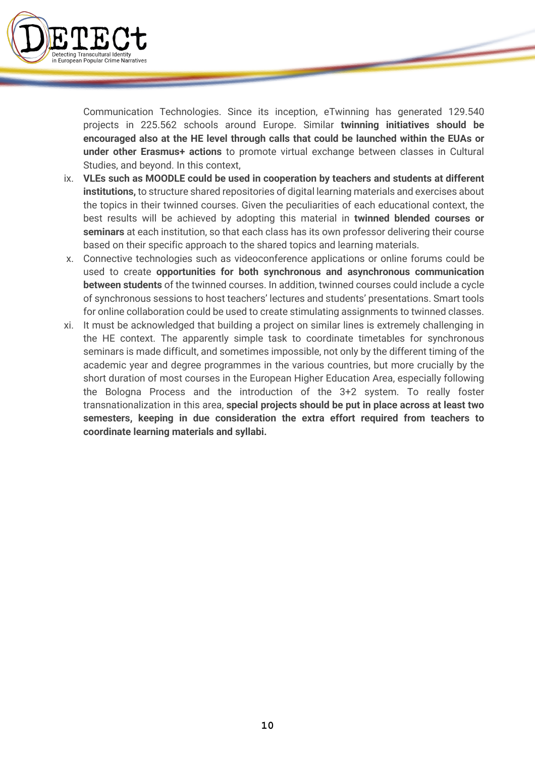Communication Technologies. Since its inception, eTwinning has generated 129.540 projects in 225.562 schools around Europe. Similar **twinning initiatives should be encouraged also at the HE level through calls that could be launched within the EUAs or under other Erasmus+ actions** to promote virtual exchange between classes in Cultural Studies, and beyond. In this context,

ix. **VLEs such as MOODLE could be used in cooperation by teachers and students at different institutions,** to structure shared repositories of digital learning materials and exercises about the topics in their twinned courses. Given the peculiarities of each educational context, the best results will be achieved by adopting this material in **twinned blended courses or seminars** at each institution, so that each class has its own professor delivering their course based on their specific approach to the shared topics and learning materials.

x. Connective technologies such as videoconference applications or online forums could be used to create **opportunities for both synchronous and asynchronous communication between students** of the twinned courses. In addition, twinned courses could include a cycle of synchronous sessions to host teachers' lectures and students' presentations. Smart tools for online collaboration could be used to create stimulating assignments to twinned classes.

xi. It must be acknowledged that building a project on similar lines is extremely challenging in the HE context. The apparently simple task to coordinate timetables for synchronous seminars is made difficult, and sometimes impossible, not only by the different timing of the academic year and degree programmes in the various countries, but more crucially by the short duration of most courses in the European Higher Education Area, especially following the Bologna Process and the introduction of the 3+2 system. To really foster transnationalization in this area, **special projects should be put in place across at least two semesters, keeping in due consideration the extra effort required from teachers to coordinate learning materials and syllabi.**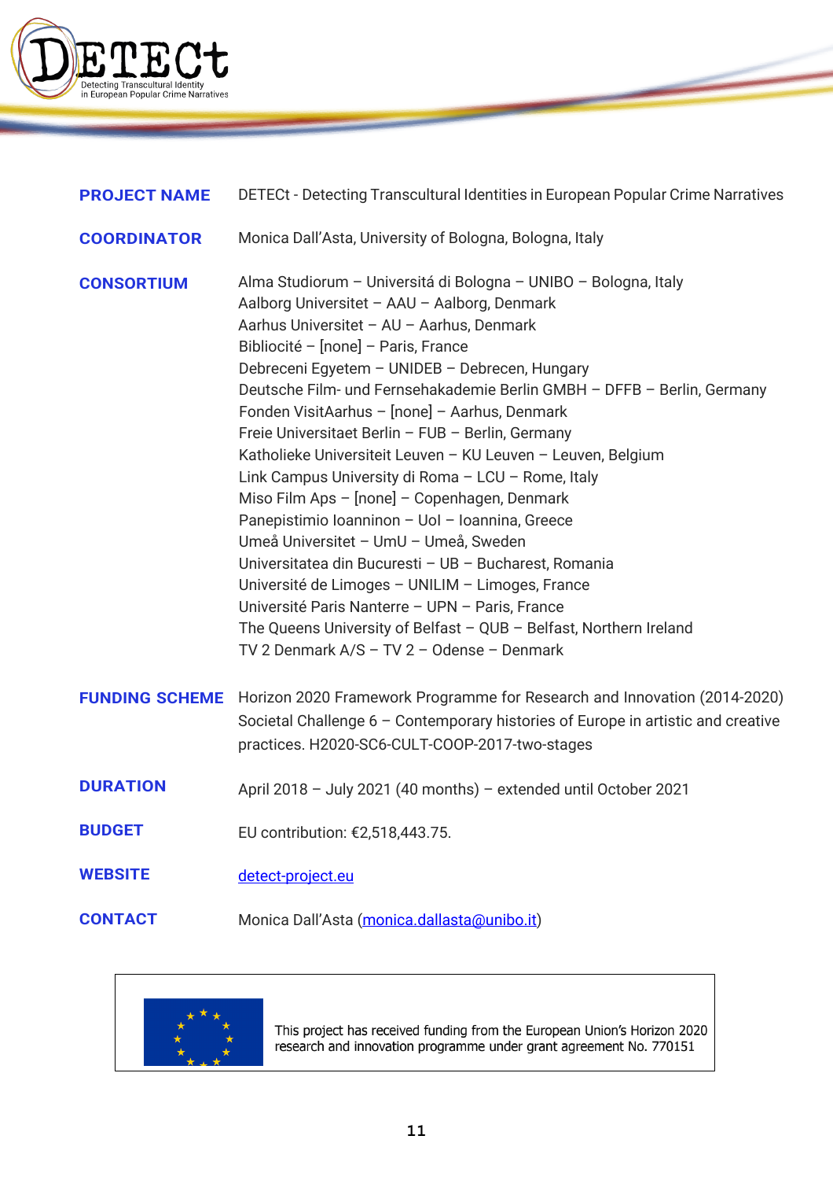DETECt

Detecting Transcultural Identity in European Popular Crime Narratives

**PROJECT NAME** DETECt - Detecting Transcultural Identities in European Popular Crime Narratives

**COORDINATOR** Monica Dall'Asta, University of Bologna, Bologna, Italy

**CONSORTIUM**
Alma Studiorum – Universitá di Bologna – UNIBO – Bologna, Italy
Aalborg Universitet – AAU – Aalborg, Denmark
Aarhus Universitet – AU – Aarhus, Denmark
Bibliocité – [none] – Paris, France
Debreceni Egyetem – UNIDEB – Debrecen, Hungary
Deutsche Film- und Fernsehakademie Berlin GMBH – DFFB – Berlin, Germany
Fonden VisitAarhus – [none] – Aarhus, Denmark
Freie Universitaet Berlin – FUB – Berlin, Germany
Katholieke Universiteit Leuven – KU Leuven – Leuven, Belgium
Link Campus University di Roma – LCU – Rome, Italy
Miso Film Aps – [none] – Copenhagen, Denmark
Panepistimio Ioanninon – UoI – Ioannina, Greece
Umeå Universitet – UmU – Umeå, Sweden
Universitatea din Bucuresti – UB – Bucharest, Romania
Université de Limoges – UNILIM – Limoges, France
Université Paris Nanterre – UPN – Paris, France
The Queens University of Belfast – QUB – Belfast, Northern Ireland
TV 2 Denmark A/S – TV 2 – Odense – Denmark

**FUNDING SCHEME** Horizon 2020 Framework Programme for Research and Innovation (2014-2020) Societal Challenge 6 – Contemporary histories of Europe in artistic and creative practices. H2020-SC6-CULT-COOP-2017-two-stages

**DURATION** April 2018 – July 2021 (40 months) – extended until October 2021

**BUDGET** EU contribution: €2,518,443.75.

**WEBSITE** [detect-project.eu](detect-project.eu)

**CONTACT** Monica Dall'Asta ([monica.dallasta@unibo.it](mailto:monica.dallasta@unibo.it))

This project has received funding from the European Union's Horizon 2020 research and innovation programme under grant agreement No. 770151